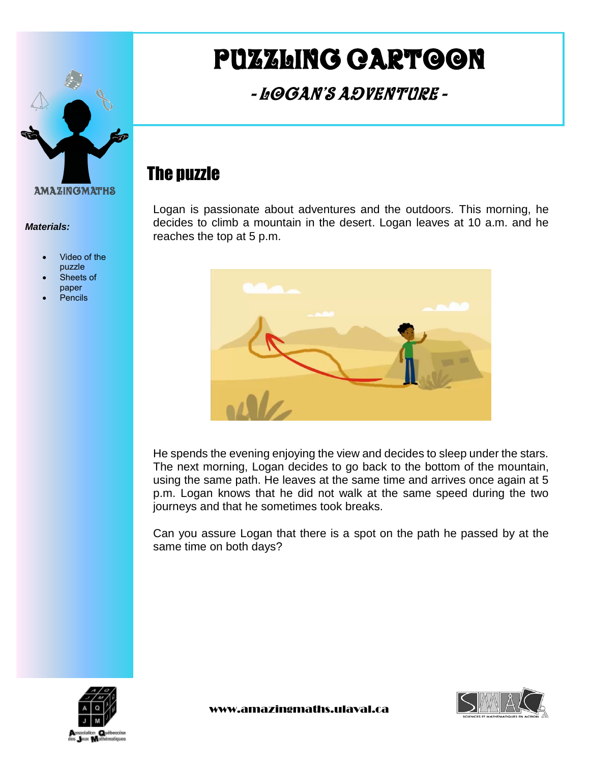# PUZZLING CARTOON

## - LOGAN'S ADVENTURE -

AMAZINGMATHS

***Materials:***

- Video of the puzzle
- Sheets of paper
- Pencils

## The puzzle

Logan is passionate about adventures and the outdoors. This morning, he decides to climb a mountain in the desert. Logan leaves at 10 a.m. and he reaches the top at 5 p.m.

He spends the evening enjoying the view and decides to sleep under the stars. The next morning, Logan decides to go back to the bottom of the mountain, using the same path. He leaves at the same time and arrives once again at 5 p.m. Logan knows that he did not walk at the same speed during the two journeys and that he sometimes took breaks.

Can you assure Logan that there is a spot on the path he passed by at the same time on both days?

www.amazingmaths.ulaval.ca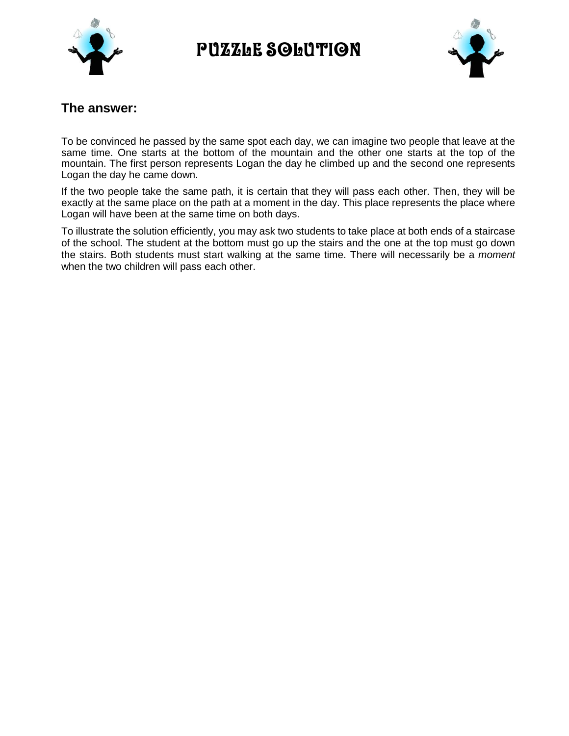# PUZZLE SOLUTION

## The answer:

To be convinced he passed by the same spot each day, we can imagine two people that leave at the same time. One starts at the bottom of the mountain and the other one starts at the top of the mountain. The first person represents Logan the day he climbed up and the second one represents Logan the day he came down.

If the two people take the same path, it is certain that they will pass each other. Then, they will be exactly at the same place on the path at a moment in the day. This place represents the place where Logan will have been at the same time on both days.

To illustrate the solution efficiently, you may ask two students to take place at both ends of a staircase of the school. The student at the bottom must go up the stairs and the one at the top must go down the stairs. Both students must start walking at the same time. There will necessarily be a *moment* when the two children will pass each other.